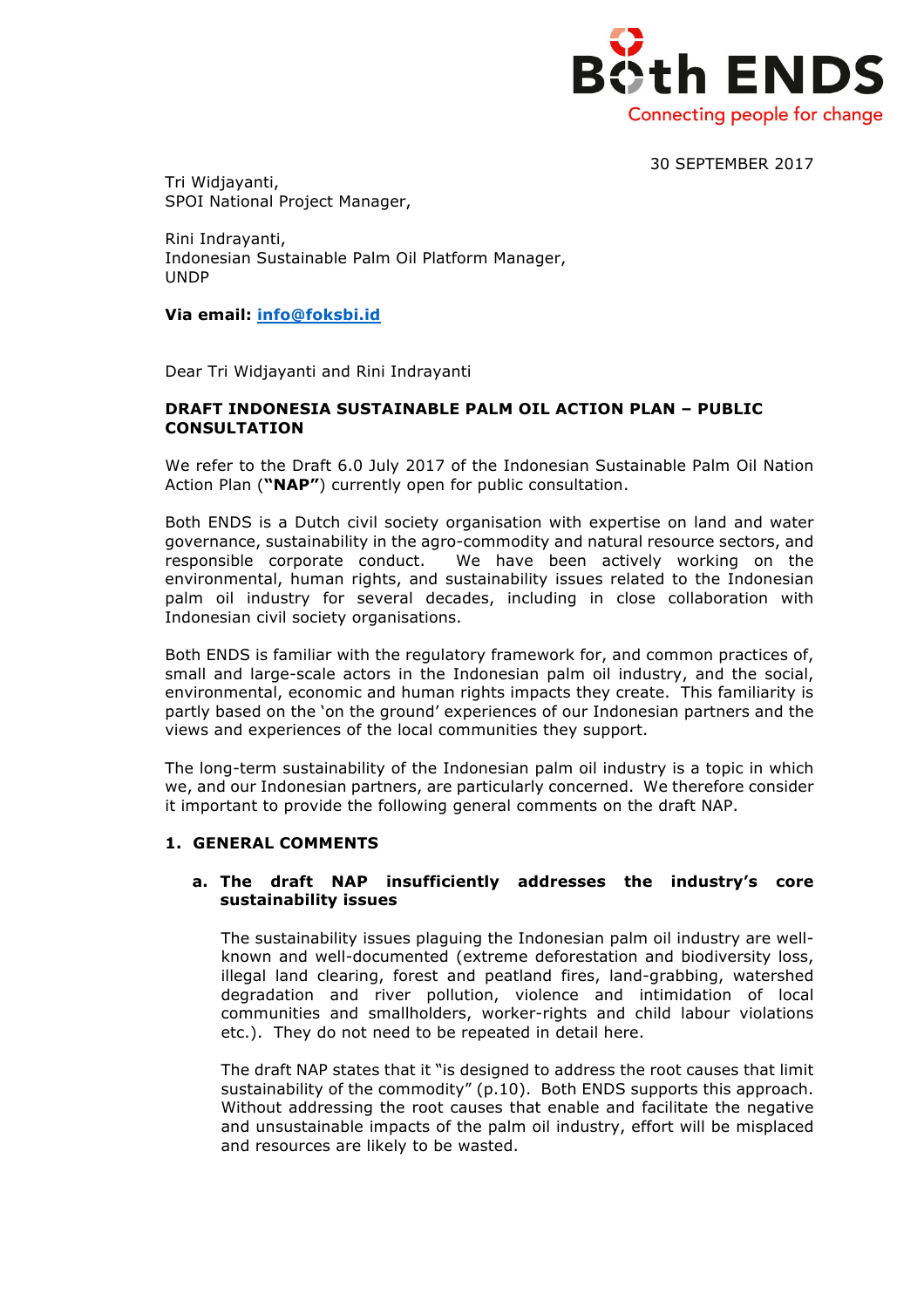**Both ENDS**
Connecting people for change

30 SEPTEMBER 2017

Tri Widjayanti,
SPOI National Project Manager,

Rini Indrayanti,
Indonesian Sustainable Palm Oil Platform Manager,
UNDP

**Via email: [info@foksbi.id](mailto:info@foksbi.id)**

Dear Tri Widjayanti and Rini Indrayanti

**DRAFT INDONESIA SUSTAINABLE PALM OIL ACTION PLAN – PUBLIC CONSULTATION**

We refer to the Draft 6.0 July 2017 of the Indonesian Sustainable Palm Oil Nation Action Plan (**"NAP"**) currently open for public consultation.

Both ENDS is a Dutch civil society organisation with expertise on land and water governance, sustainability in the agro-commodity and natural resource sectors, and responsible corporate conduct. We have been actively working on the environmental, human rights, and sustainability issues related to the Indonesian palm oil industry for several decades, including in close collaboration with Indonesian civil society organisations.

Both ENDS is familiar with the regulatory framework for, and common practices of, small and large-scale actors in the Indonesian palm oil industry, and the social, environmental, economic and human rights impacts they create. This familiarity is partly based on the 'on the ground' experiences of our Indonesian partners and the views and experiences of the local communities they support.

The long-term sustainability of the Indonesian palm oil industry is a topic in which we, and our Indonesian partners, are particularly concerned. We therefore consider it important to provide the following general comments on the draft NAP.

## 1. GENERAL COMMENTS

### a. The draft NAP insufficiently addresses the industry's core sustainability issues

The sustainability issues plaguing the Indonesian palm oil industry are well-known and well-documented (extreme deforestation and biodiversity loss, illegal land clearing, forest and peatland fires, land-grabbing, watershed degradation and river pollution, violence and intimidation of local communities and smallholders, worker-rights and child labour violations etc.). They do not need to be repeated in detail here.

The draft NAP states that it "is designed to address the root causes that limit sustainability of the commodity" (p.10). Both ENDS supports this approach. Without addressing the root causes that enable and facilitate the negative and unsustainable impacts of the palm oil industry, effort will be misplaced and resources are likely to be wasted.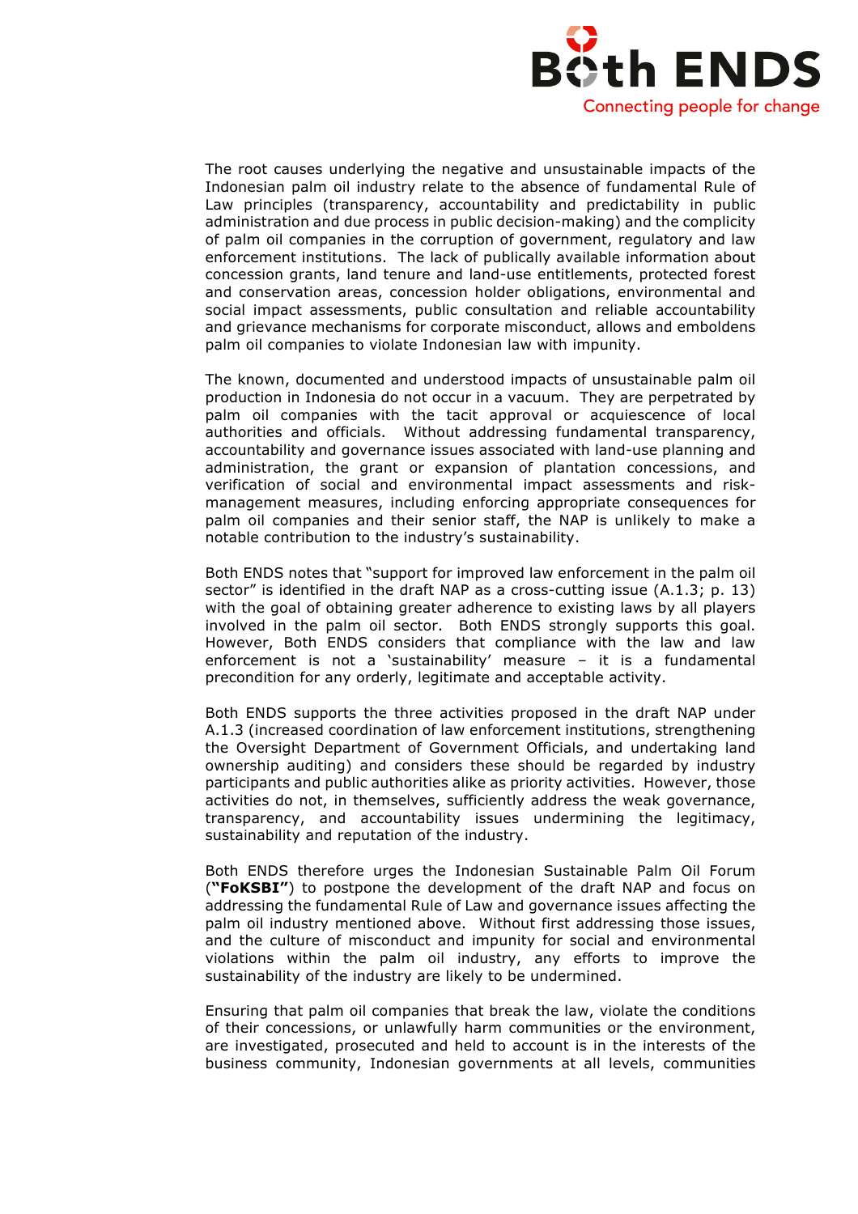The root causes underlying the negative and unsustainable impacts of the Indonesian palm oil industry relate to the absence of fundamental Rule of Law principles (transparency, accountability and predictability in public administration and due process in public decision-making) and the complicity of palm oil companies in the corruption of government, regulatory and law enforcement institutions. The lack of publically available information about concession grants, land tenure and land-use entitlements, protected forest and conservation areas, concession holder obligations, environmental and social impact assessments, public consultation and reliable accountability and grievance mechanisms for corporate misconduct, allows and emboldens palm oil companies to violate Indonesian law with impunity.

The known, documented and understood impacts of unsustainable palm oil production in Indonesia do not occur in a vacuum. They are perpetrated by palm oil companies with the tacit approval or acquiescence of local authorities and officials. Without addressing fundamental transparency, accountability and governance issues associated with land-use planning and administration, the grant or expansion of plantation concessions, and verification of social and environmental impact assessments and risk-management measures, including enforcing appropriate consequences for palm oil companies and their senior staff, the NAP is unlikely to make a notable contribution to the industry's sustainability.

Both ENDS notes that "support for improved law enforcement in the palm oil sector" is identified in the draft NAP as a cross-cutting issue (A.1.3; p. 13) with the goal of obtaining greater adherence to existing laws by all players involved in the palm oil sector. Both ENDS strongly supports this goal. However, Both ENDS considers that compliance with the law and law enforcement is not a 'sustainability' measure – it is a fundamental precondition for any orderly, legitimate and acceptable activity.

Both ENDS supports the three activities proposed in the draft NAP under A.1.3 (increased coordination of law enforcement institutions, strengthening the Oversight Department of Government Officials, and undertaking land ownership auditing) and considers these should be regarded by industry participants and public authorities alike as priority activities. However, those activities do not, in themselves, sufficiently address the weak governance, transparency, and accountability issues undermining the legitimacy, sustainability and reputation of the industry.

Both ENDS therefore urges the Indonesian Sustainable Palm Oil Forum (**"FoKSBI"**) to postpone the development of the draft NAP and focus on addressing the fundamental Rule of Law and governance issues affecting the palm oil industry mentioned above. Without first addressing those issues, and the culture of misconduct and impunity for social and environmental violations within the palm oil industry, any efforts to improve the sustainability of the industry are likely to be undermined.

Ensuring that palm oil companies that break the law, violate the conditions of their concessions, or unlawfully harm communities or the environment, are investigated, prosecuted and held to account is in the interests of the business community, Indonesian governments at all levels, communities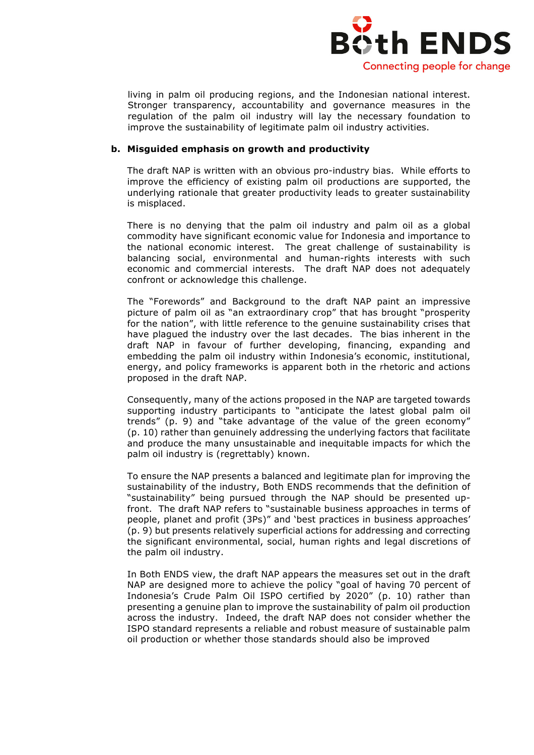living in palm oil producing regions, and the Indonesian national interest. Stronger transparency, accountability and governance measures in the regulation of the palm oil industry will lay the necessary foundation to improve the sustainability of legitimate palm oil industry activities.

**b. Misguided emphasis on growth and productivity**

The draft NAP is written with an obvious pro-industry bias. While efforts to improve the efficiency of existing palm oil productions are supported, the underlying rationale that greater productivity leads to greater sustainability is misplaced.

There is no denying that the palm oil industry and palm oil as a global commodity have significant economic value for Indonesia and importance to the national economic interest. The great challenge of sustainability is balancing social, environmental and human-rights interests with such economic and commercial interests. The draft NAP does not adequately confront or acknowledge this challenge.

The "Forewords" and Background to the draft NAP paint an impressive picture of palm oil as "an extraordinary crop" that has brought "prosperity for the nation", with little reference to the genuine sustainability crises that have plagued the industry over the last decades. The bias inherent in the draft NAP in favour of further developing, financing, expanding and embedding the palm oil industry within Indonesia's economic, institutional, energy, and policy frameworks is apparent both in the rhetoric and actions proposed in the draft NAP.

Consequently, many of the actions proposed in the NAP are targeted towards supporting industry participants to "anticipate the latest global palm oil trends" (p. 9) and "take advantage of the value of the green economy" (p. 10) rather than genuinely addressing the underlying factors that facilitate and produce the many unsustainable and inequitable impacts for which the palm oil industry is (regrettably) known.

To ensure the NAP presents a balanced and legitimate plan for improving the sustainability of the industry, Both ENDS recommends that the definition of "sustainability" being pursued through the NAP should be presented up-front. The draft NAP refers to "sustainable business approaches in terms of people, planet and profit (3Ps)" and 'best practices in business approaches' (p. 9) but presents relatively superficial actions for addressing and correcting the significant environmental, social, human rights and legal discretions of the palm oil industry.

In Both ENDS view, the draft NAP appears the measures set out in the draft NAP are designed more to achieve the policy "goal of having 70 percent of Indonesia's Crude Palm Oil ISPO certified by 2020" (p. 10) rather than presenting a genuine plan to improve the sustainability of palm oil production across the industry. Indeed, the draft NAP does not consider whether the ISPO standard represents a reliable and robust measure of sustainable palm oil production or whether those standards should also be improved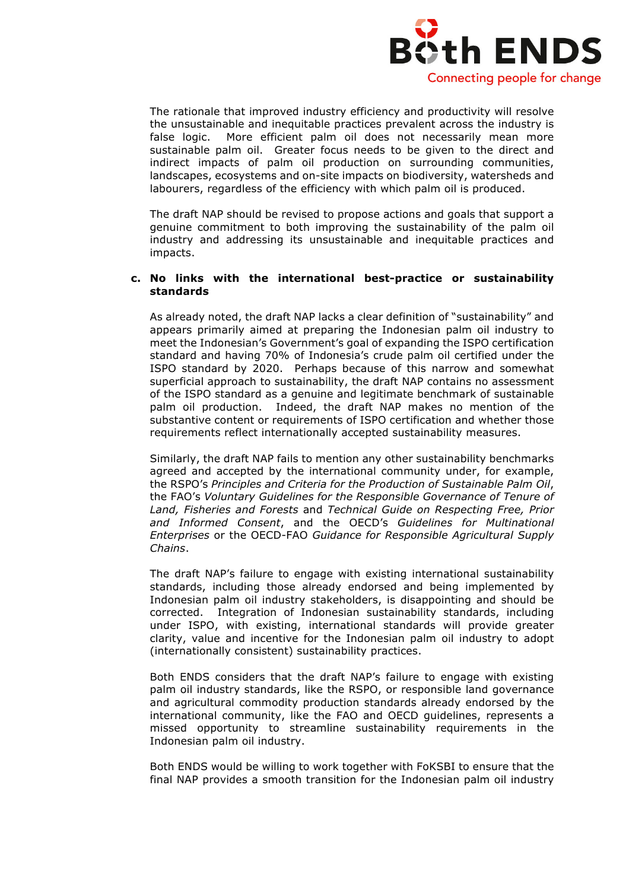The rationale that improved industry efficiency and productivity will resolve the unsustainable and inequitable practices prevalent across the industry is false logic. More efficient palm oil does not necessarily mean more sustainable palm oil. Greater focus needs to be given to the direct and indirect impacts of palm oil production on surrounding communities, landscapes, ecosystems and on-site impacts on biodiversity, watersheds and labourers, regardless of the efficiency with which palm oil is produced.

The draft NAP should be revised to propose actions and goals that support a genuine commitment to both improving the sustainability of the palm oil industry and addressing its unsustainable and inequitable practices and impacts.

**c. No links with the international best-practice or sustainability standards**

As already noted, the draft NAP lacks a clear definition of "sustainability" and appears primarily aimed at preparing the Indonesian palm oil industry to meet the Indonesian's Government's goal of expanding the ISPO certification standard and having 70% of Indonesia's crude palm oil certified under the ISPO standard by 2020. Perhaps because of this narrow and somewhat superficial approach to sustainability, the draft NAP contains no assessment of the ISPO standard as a genuine and legitimate benchmark of sustainable palm oil production. Indeed, the draft NAP makes no mention of the substantive content or requirements of ISPO certification and whether those requirements reflect internationally accepted sustainability measures.

Similarly, the draft NAP fails to mention any other sustainability benchmarks agreed and accepted by the international community under, for example, the RSPO's *Principles and Criteria for the Production of Sustainable Palm Oil*, the FAO's *Voluntary Guidelines for the Responsible Governance of Tenure of Land, Fisheries and Forests* and *Technical Guide on Respecting Free, Prior and Informed Consent*, and the OECD's *Guidelines for Multinational Enterprises* or the OECD-FAO *Guidance for Responsible Agricultural Supply Chains*.

The draft NAP's failure to engage with existing international sustainability standards, including those already endorsed and being implemented by Indonesian palm oil industry stakeholders, is disappointing and should be corrected. Integration of Indonesian sustainability standards, including under ISPO, with existing, international standards will provide greater clarity, value and incentive for the Indonesian palm oil industry to adopt (internationally consistent) sustainability practices.

Both ENDS considers that the draft NAP's failure to engage with existing palm oil industry standards, like the RSPO, or responsible land governance and agricultural commodity production standards already endorsed by the international community, like the FAO and OECD guidelines, represents a missed opportunity to streamline sustainability requirements in the Indonesian palm oil industry.

Both ENDS would be willing to work together with FoKSBI to ensure that the final NAP provides a smooth transition for the Indonesian palm oil industry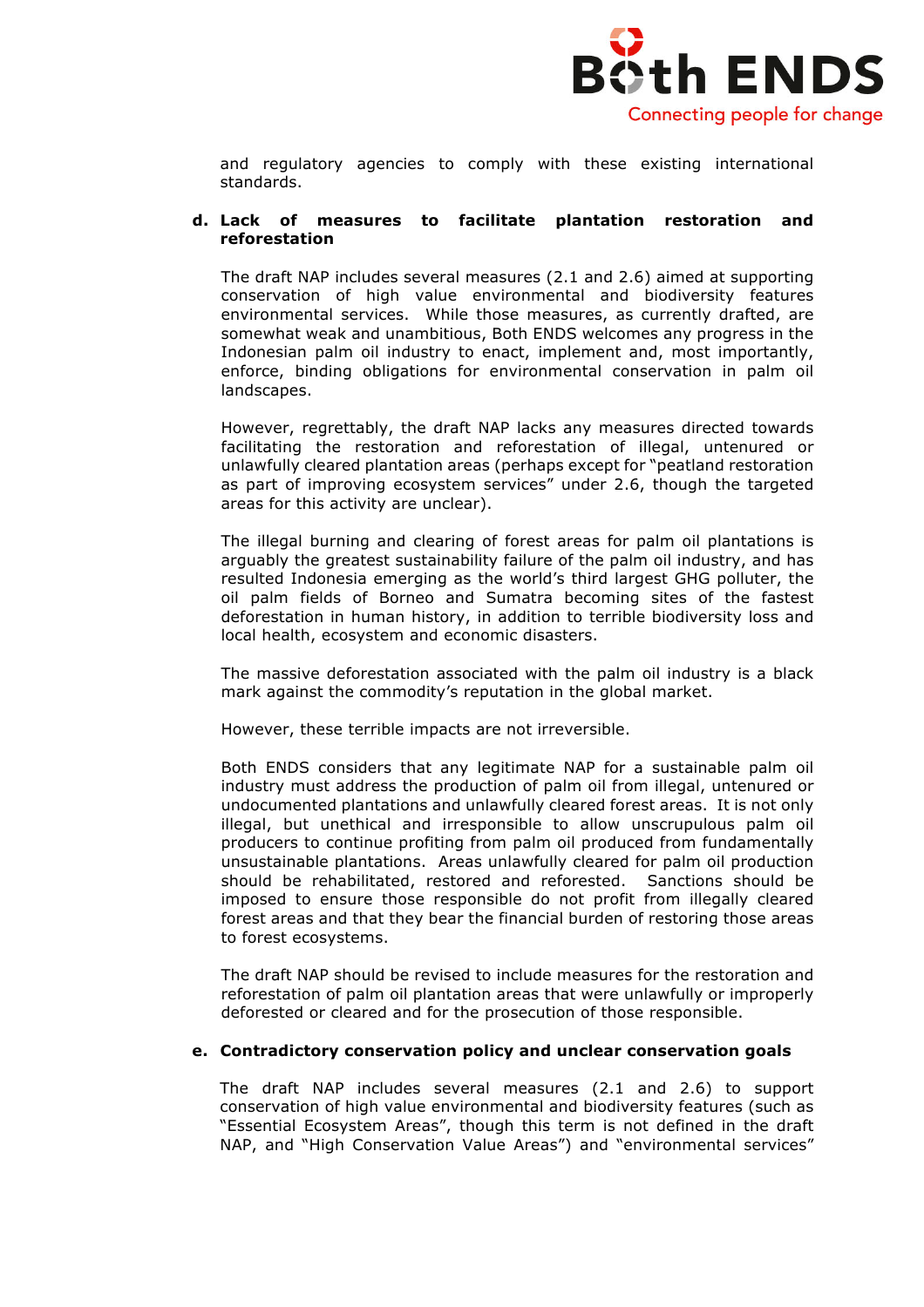and regulatory agencies to comply with these existing international standards.

**d. Lack of measures to facilitate plantation restoration and reforestation**

The draft NAP includes several measures (2.1 and 2.6) aimed at supporting conservation of high value environmental and biodiversity features environmental services. While those measures, as currently drafted, are somewhat weak and unambitious, Both ENDS welcomes any progress in the Indonesian palm oil industry to enact, implement and, most importantly, enforce, binding obligations for environmental conservation in palm oil landscapes.

However, regrettably, the draft NAP lacks any measures directed towards facilitating the restoration and reforestation of illegal, untenured or unlawfully cleared plantation areas (perhaps except for "peatland restoration as part of improving ecosystem services" under 2.6, though the targeted areas for this activity are unclear).

The illegal burning and clearing of forest areas for palm oil plantations is arguably the greatest sustainability failure of the palm oil industry, and has resulted Indonesia emerging as the world's third largest GHG polluter, the oil palm fields of Borneo and Sumatra becoming sites of the fastest deforestation in human history, in addition to terrible biodiversity loss and local health, ecosystem and economic disasters.

The massive deforestation associated with the palm oil industry is a black mark against the commodity's reputation in the global market.

However, these terrible impacts are not irreversible.

Both ENDS considers that any legitimate NAP for a sustainable palm oil industry must address the production of palm oil from illegal, untenured or undocumented plantations and unlawfully cleared forest areas. It is not only illegal, but unethical and irresponsible to allow unscrupulous palm oil producers to continue profiting from palm oil produced from fundamentally unsustainable plantations. Areas unlawfully cleared for palm oil production should be rehabilitated, restored and reforested. Sanctions should be imposed to ensure those responsible do not profit from illegally cleared forest areas and that they bear the financial burden of restoring those areas to forest ecosystems.

The draft NAP should be revised to include measures for the restoration and reforestation of palm oil plantation areas that were unlawfully or improperly deforested or cleared and for the prosecution of those responsible.

**e. Contradictory conservation policy and unclear conservation goals**

The draft NAP includes several measures (2.1 and 2.6) to support conservation of high value environmental and biodiversity features (such as "Essential Ecosystem Areas", though this term is not defined in the draft NAP, and "High Conservation Value Areas") and "environmental services"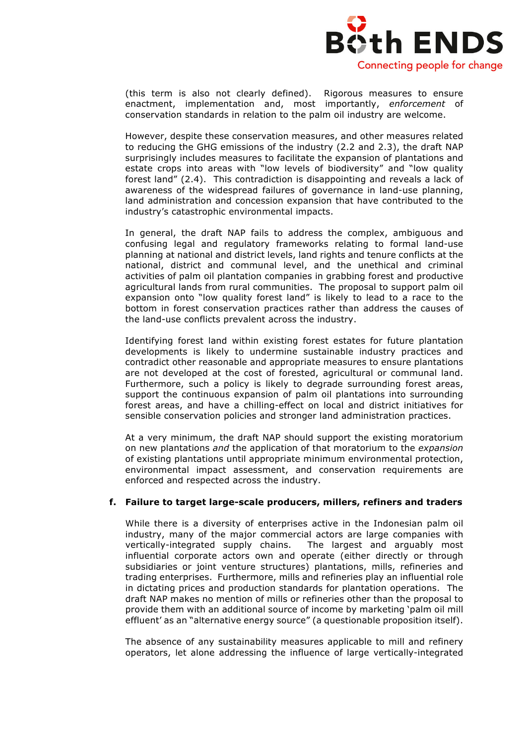(this term is also not clearly defined). Rigorous measures to ensure enactment, implementation and, most importantly, *enforcement* of conservation standards in relation to the palm oil industry are welcome.

However, despite these conservation measures, and other measures related to reducing the GHG emissions of the industry (2.2 and 2.3), the draft NAP surprisingly includes measures to facilitate the expansion of plantations and estate crops into areas with "low levels of biodiversity" and "low quality forest land" (2.4). This contradiction is disappointing and reveals a lack of awareness of the widespread failures of governance in land-use planning, land administration and concession expansion that have contributed to the industry's catastrophic environmental impacts.

In general, the draft NAP fails to address the complex, ambiguous and confusing legal and regulatory frameworks relating to formal land-use planning at national and district levels, land rights and tenure conflicts at the national, district and communal level, and the unethical and criminal activities of palm oil plantation companies in grabbing forest and productive agricultural lands from rural communities. The proposal to support palm oil expansion onto "low quality forest land" is likely to lead to a race to the bottom in forest conservation practices rather than address the causes of the land-use conflicts prevalent across the industry.

Identifying forest land within existing forest estates for future plantation developments is likely to undermine sustainable industry practices and contradict other reasonable and appropriate measures to ensure plantations are not developed at the cost of forested, agricultural or communal land. Furthermore, such a policy is likely to degrade surrounding forest areas, support the continuous expansion of palm oil plantations into surrounding forest areas, and have a chilling-effect on local and district initiatives for sensible conservation policies and stronger land administration practices.

At a very minimum, the draft NAP should support the existing moratorium on new plantations *and* the application of that moratorium to the *expansion* of existing plantations until appropriate minimum environmental protection, environmental impact assessment, and conservation requirements are enforced and respected across the industry.

#### f. Failure to target large-scale producers, millers, refiners and traders

While there is a diversity of enterprises active in the Indonesian palm oil industry, many of the major commercial actors are large companies with vertically-integrated supply chains. The largest and arguably most influential corporate actors own and operate (either directly or through subsidiaries or joint venture structures) plantations, mills, refineries and trading enterprises. Furthermore, mills and refineries play an influential role in dictating prices and production standards for plantation operations. The draft NAP makes no mention of mills or refineries other than the proposal to provide them with an additional source of income by marketing 'palm oil mill effluent' as an "alternative energy source" (a questionable proposition itself).

The absence of any sustainability measures applicable to mill and refinery operators, let alone addressing the influence of large vertically-integrated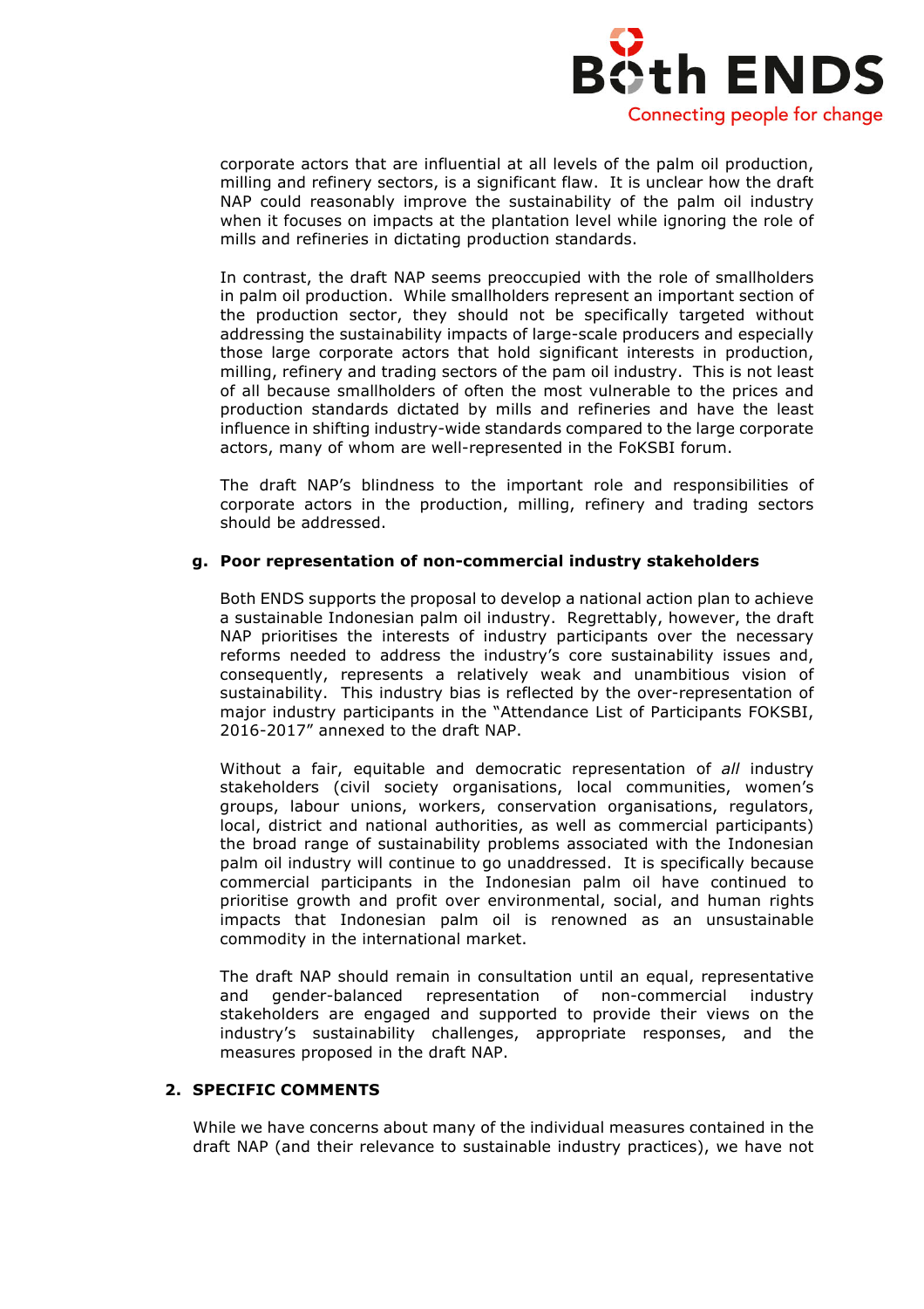corporate actors that are influential at all levels of the palm oil production, milling and refinery sectors, is a significant flaw. It is unclear how the draft NAP could reasonably improve the sustainability of the palm oil industry when it focuses on impacts at the plantation level while ignoring the role of mills and refineries in dictating production standards.

In contrast, the draft NAP seems preoccupied with the role of smallholders in palm oil production. While smallholders represent an important section of the production sector, they should not be specifically targeted without addressing the sustainability impacts of large-scale producers and especially those large corporate actors that hold significant interests in production, milling, refinery and trading sectors of the pam oil industry. This is not least of all because smallholders of often the most vulnerable to the prices and production standards dictated by mills and refineries and have the least influence in shifting industry-wide standards compared to the large corporate actors, many of whom are well-represented in the FoKSBI forum.

The draft NAP's blindness to the important role and responsibilities of corporate actors in the production, milling, refinery and trading sectors should be addressed.

**g. Poor representation of non-commercial industry stakeholders**

Both ENDS supports the proposal to develop a national action plan to achieve a sustainable Indonesian palm oil industry. Regrettably, however, the draft NAP prioritises the interests of industry participants over the necessary reforms needed to address the industry's core sustainability issues and, consequently, represents a relatively weak and unambitious vision of sustainability. This industry bias is reflected by the over-representation of major industry participants in the "Attendance List of Participants FOKSBI, 2016-2017" annexed to the draft NAP.

Without a fair, equitable and democratic representation of *all* industry stakeholders (civil society organisations, local communities, women's groups, labour unions, workers, conservation organisations, regulators, local, district and national authorities, as well as commercial participants) the broad range of sustainability problems associated with the Indonesian palm oil industry will continue to go unaddressed. It is specifically because commercial participants in the Indonesian palm oil have continued to prioritise growth and profit over environmental, social, and human rights impacts that Indonesian palm oil is renowned as an unsustainable commodity in the international market.

The draft NAP should remain in consultation until an equal, representative and gender-balanced representation of non-commercial industry stakeholders are engaged and supported to provide their views on the industry's sustainability challenges, appropriate responses, and the measures proposed in the draft NAP.

## 2. SPECIFIC COMMENTS

While we have concerns about many of the individual measures contained in the draft NAP (and their relevance to sustainable industry practices), we have not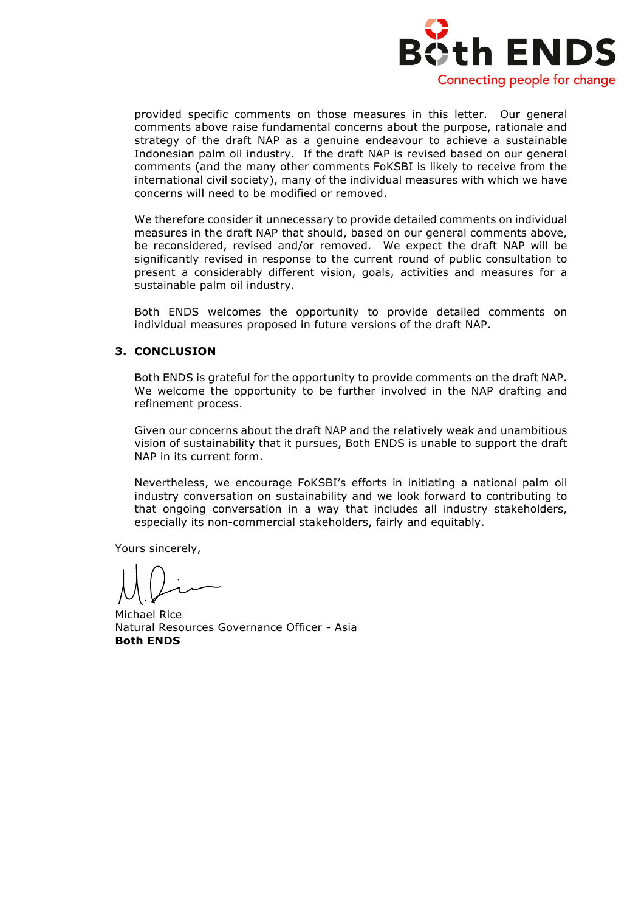provided specific comments on those measures in this letter. Our general comments above raise fundamental concerns about the purpose, rationale and strategy of the draft NAP as a genuine endeavour to achieve a sustainable Indonesian palm oil industry. If the draft NAP is revised based on our general comments (and the many other comments FoKSBI is likely to receive from the international civil society), many of the individual measures with which we have concerns will need to be modified or removed.

We therefore consider it unnecessary to provide detailed comments on individual measures in the draft NAP that should, based on our general comments above, be reconsidered, revised and/or removed. We expect the draft NAP will be significantly revised in response to the current round of public consultation to present a considerably different vision, goals, activities and measures for a sustainable palm oil industry.

Both ENDS welcomes the opportunity to provide detailed comments on individual measures proposed in future versions of the draft NAP.

## 3. CONCLUSION

Both ENDS is grateful for the opportunity to provide comments on the draft NAP. We welcome the opportunity to be further involved in the NAP drafting and refinement process.

Given our concerns about the draft NAP and the relatively weak and unambitious vision of sustainability that it pursues, Both ENDS is unable to support the draft NAP in its current form.

Nevertheless, we encourage FoKSBI's efforts in initiating a national palm oil industry conversation on sustainability and we look forward to contributing to that ongoing conversation in a way that includes all industry stakeholders, especially its non-commercial stakeholders, fairly and equitably.

Yours sincerely,

Michael Rice
Natural Resources Governance Officer - Asia
**Both ENDS**